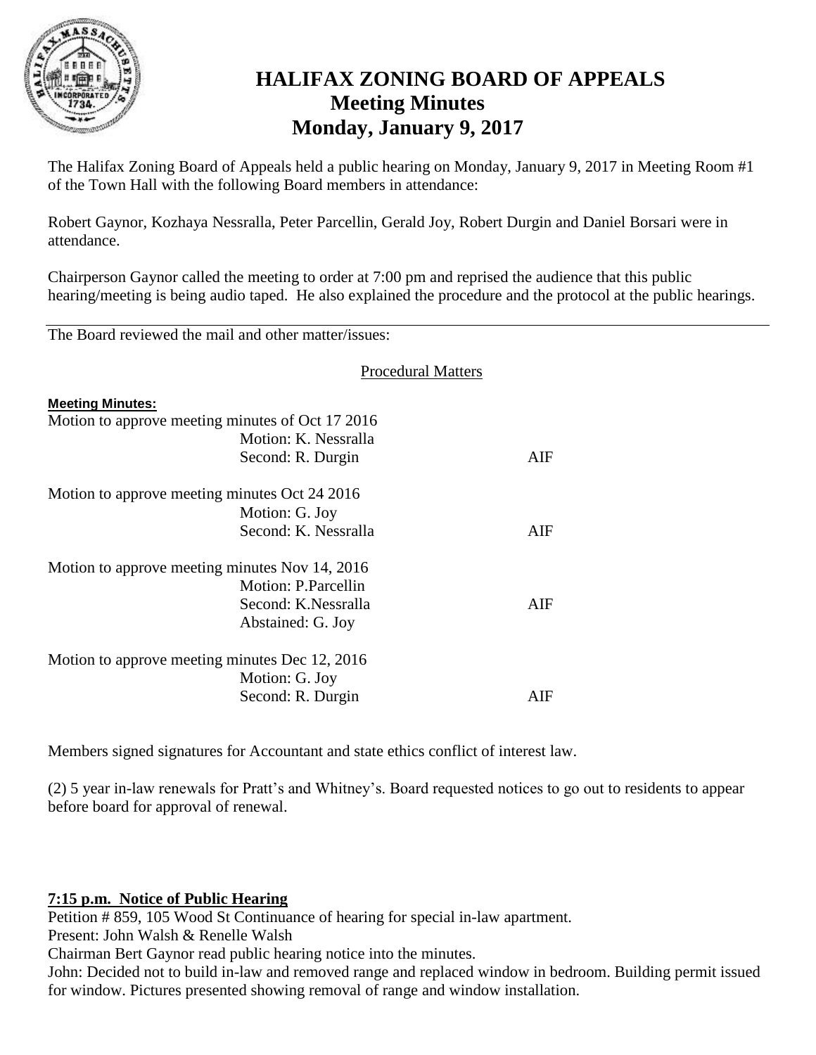# HALIFAX ZONING BOARD OF APPEALS
## Meeting Minutes
## Monday, January 9, 2017

The Halifax Zoning Board of Appeals held a public hearing on Monday, January 9, 2017 in Meeting Room #1 of the Town Hall with the following Board members in attendance:

Robert Gaynor, Kozhaya Nessralla, Peter Parcellin, Gerald Joy, Robert Durgin and Daniel Borsari were in attendance.

Chairperson Gaynor called the meeting to order at 7:00 pm and reprised the audience that this public hearing/meeting is being audio taped. He also explained the procedure and the protocol at the public hearings.

---

The Board reviewed the mail and other matter/issues:

Procedural Matters

**Meeting Minutes:**

Motion to approve meeting minutes of Oct 17 2016
Motion: K. Nessralla
Second: R. Durgin AIF

Motion to approve meeting minutes Oct 24 2016
Motion: G. Joy
Second: K. Nessralla AIF

Motion to approve meeting minutes Nov 14, 2016
Motion: P.Parcellin
Second: K.Nessralla AIF
Abstained: G. Joy

Motion to approve meeting minutes Dec 12, 2016
Motion: G. Joy
Second: R. Durgin AIF

Members signed signatures for Accountant and state ethics conflict of interest law.

(2) 5 year in-law renewals for Pratt's and Whitney's. Board requested notices to go out to residents to appear before board for approval of renewal.

**7:15 p.m. Notice of Public Hearing**

Petition # 859, 105 Wood St Continuance of hearing for special in-law apartment.
Present: John Walsh & Renelle Walsh
Chairman Bert Gaynor read public hearing notice into the minutes.
John: Decided not to build in-law and removed range and replaced window in bedroom. Building permit issued for window. Pictures presented showing removal of range and window installation.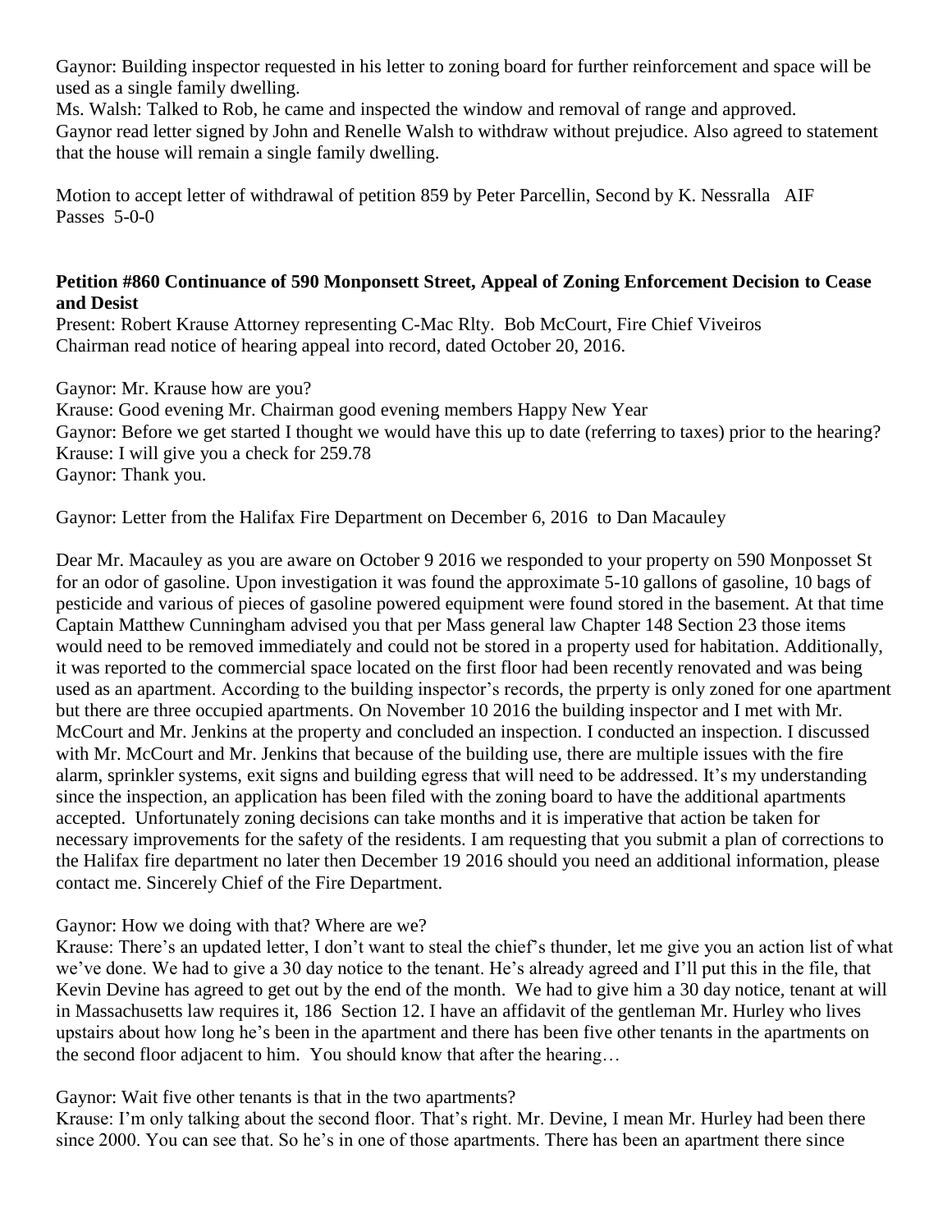Gaynor: Building inspector requested in his letter to zoning board for further reinforcement and space will be used as a single family dwelling.
Ms. Walsh: Talked to Rob, he came and inspected the window and removal of range and approved.
Gaynor read letter signed by John and Renelle Walsh to withdraw without prejudice. Also agreed to statement that the house will remain a single family dwelling.

Motion to accept letter of withdrawal of petition 859 by Peter Parcellin, Second by K. Nessralla AIF
Passes 5-0-0

**Petition #860 Continuance of 590 Monponsett Street, Appeal of Zoning Enforcement Decision to Cease and Desist**
Present: Robert Krause Attorney representing C-Mac Rlty. Bob McCourt, Fire Chief Viveiros
Chairman read notice of hearing appeal into record, dated October 20, 2016.

Gaynor: Mr. Krause how are you?
Krause: Good evening Mr. Chairman good evening members Happy New Year
Gaynor: Before we get started I thought we would have this up to date (referring to taxes) prior to the hearing?
Krause: I will give you a check for 259.78
Gaynor: Thank you.

Gaynor: Letter from the Halifax Fire Department on December 6, 2016 to Dan Macauley

Dear Mr. Macauley as you are aware on October 9 2016 we responded to your property on 590 Monposset St for an odor of gasoline. Upon investigation it was found the approximate 5-10 gallons of gasoline, 10 bags of pesticide and various of pieces of gasoline powered equipment were found stored in the basement. At that time Captain Matthew Cunningham advised you that per Mass general law Chapter 148 Section 23 those items would need to be removed immediately and could not be stored in a property used for habitation. Additionally, it was reported to the commercial space located on the first floor had been recently renovated and was being used as an apartment. According to the building inspector's records, the prperty is only zoned for one apartment but there are three occupied apartments. On November 10 2016 the building inspector and I met with Mr. McCourt and Mr. Jenkins at the property and concluded an inspection. I conducted an inspection. I discussed with Mr. McCourt and Mr. Jenkins that because of the building use, there are multiple issues with the fire alarm, sprinkler systems, exit signs and building egress that will need to be addressed. It's my understanding since the inspection, an application has been filed with the zoning board to have the additional apartments accepted. Unfortunately zoning decisions can take months and it is imperative that action be taken for necessary improvements for the safety of the residents. I am requesting that you submit a plan of corrections to the Halifax fire department no later then December 19 2016 should you need an additional information, please contact me. Sincerely Chief of the Fire Department.

Gaynor: How we doing with that? Where are we?
Krause: There's an updated letter, I don't want to steal the chief's thunder, let me give you an action list of what we've done. We had to give a 30 day notice to the tenant. He's already agreed and I'll put this in the file, that Kevin Devine has agreed to get out by the end of the month. We had to give him a 30 day notice, tenant at will in Massachusetts law requires it, 186 Section 12. I have an affidavit of the gentleman Mr. Hurley who lives upstairs about how long he's been in the apartment and there has been five other tenants in the apartments on the second floor adjacent to him. You should know that after the hearing…

Gaynor: Wait five other tenants is that in the two apartments?
Krause: I'm only talking about the second floor. That's right. Mr. Devine, I mean Mr. Hurley had been there since 2000. You can see that. So he's in one of those apartments. There has been an apartment there since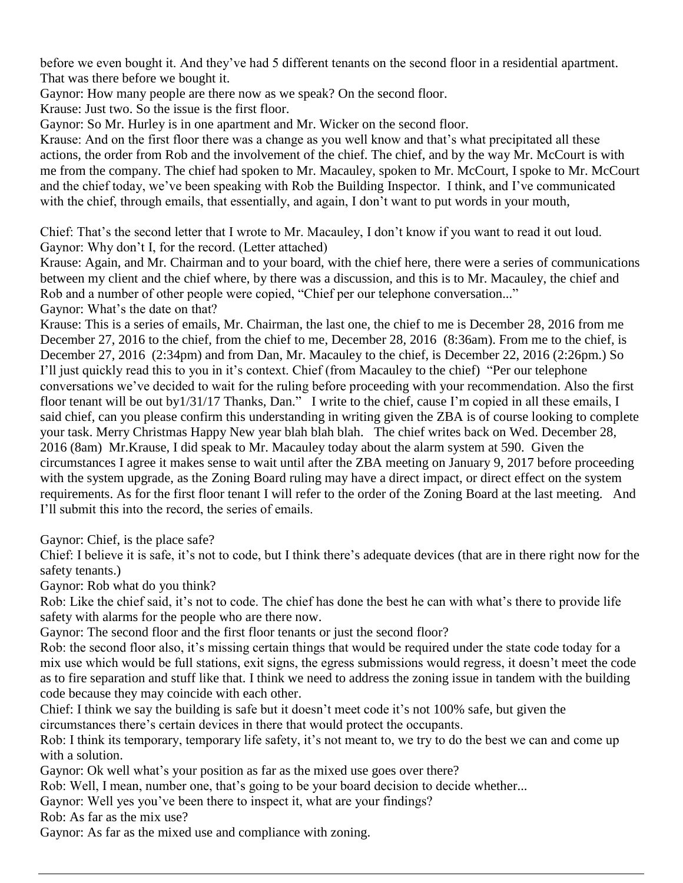before we even bought it. And they've had 5 different tenants on the second floor in a residential apartment. That was there before we bought it.

Gaynor: How many people are there now as we speak? On the second floor.

Krause: Just two. So the issue is the first floor.

Gaynor: So Mr. Hurley is in one apartment and Mr. Wicker on the second floor.

Krause: And on the first floor there was a change as you well know and that's what precipitated all these actions, the order from Rob and the involvement of the chief. The chief, and by the way Mr. McCourt is with me from the company. The chief had spoken to Mr. Macauley, spoken to Mr. McCourt, I spoke to Mr. McCourt and the chief today, we've been speaking with Rob the Building Inspector. I think, and I've communicated with the chief, through emails, that essentially, and again, I don't want to put words in your mouth,

Chief: That's the second letter that I wrote to Mr. Macauley, I don't know if you want to read it out loud.

Gaynor: Why don't I, for the record. (Letter attached)

Krause: Again, and Mr. Chairman and to your board, with the chief here, there were a series of communications between my client and the chief where, by there was a discussion, and this is to Mr. Macauley, the chief and Rob and a number of other people were copied, "Chief per our telephone conversation..."

Gaynor: What's the date on that?

Krause: This is a series of emails, Mr. Chairman, the last one, the chief to me is December 28, 2016 from me December 27, 2016 to the chief, from the chief to me, December 28, 2016 (8:36am). From me to the chief, is December 27, 2016 (2:34pm) and from Dan, Mr. Macauley to the chief, is December 22, 2016 (2:26pm.) So I'll just quickly read this to you in it's context. Chief (from Macauley to the chief) "Per our telephone conversations we've decided to wait for the ruling before proceeding with your recommendation. Also the first floor tenant will be out by1/31/17 Thanks, Dan." I write to the chief, cause I'm copied in all these emails, I said chief, can you please confirm this understanding in writing given the ZBA is of course looking to complete your task. Merry Christmas Happy New year blah blah blah. The chief writes back on Wed. December 28, 2016 (8am) Mr.Krause, I did speak to Mr. Macauley today about the alarm system at 590. Given the circumstances I agree it makes sense to wait until after the ZBA meeting on January 9, 2017 before proceeding with the system upgrade, as the Zoning Board ruling may have a direct impact, or direct effect on the system requirements. As for the first floor tenant I will refer to the order of the Zoning Board at the last meeting. And I'll submit this into the record, the series of emails.

Gaynor: Chief, is the place safe?

Chief: I believe it is safe, it's not to code, but I think there's adequate devices (that are in there right now for the safety tenants.)

Gaynor: Rob what do you think?

Rob: Like the chief said, it's not to code. The chief has done the best he can with what's there to provide life safety with alarms for the people who are there now.

Gaynor: The second floor and the first floor tenants or just the second floor?

Rob: the second floor also, it's missing certain things that would be required under the state code today for a mix use which would be full stations, exit signs, the egress submissions would regress, it doesn't meet the code as to fire separation and stuff like that. I think we need to address the zoning issue in tandem with the building code because they may coincide with each other.

Chief: I think we say the building is safe but it doesn't meet code it's not 100% safe, but given the circumstances there's certain devices in there that would protect the occupants.

Rob: I think its temporary, temporary life safety, it's not meant to, we try to do the best we can and come up with a solution.

Gaynor: Ok well what's your position as far as the mixed use goes over there?

Rob: Well, I mean, number one, that's going to be your board decision to decide whether...

Gaynor: Well yes you've been there to inspect it, what are your findings?

Rob: As far as the mix use?

Gaynor: As far as the mixed use and compliance with zoning.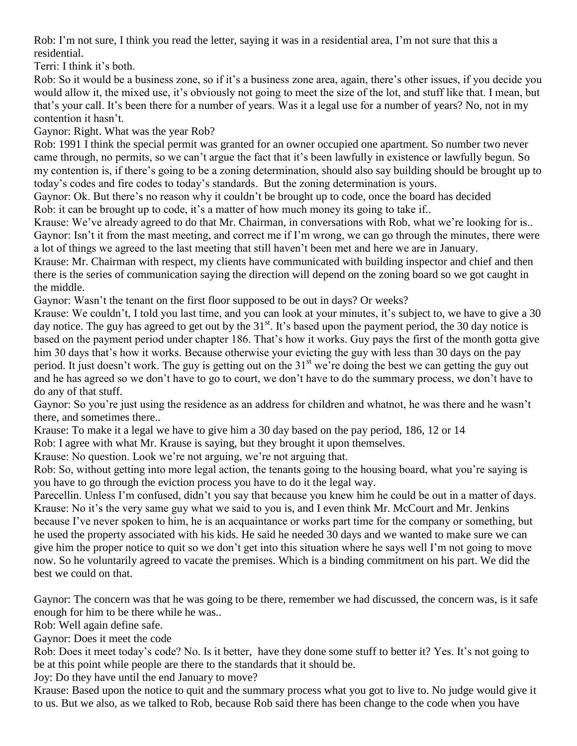Rob: I'm not sure, I think you read the letter, saying it was in a residential area, I'm not sure that this a residential.

Terri: I think it's both.

Rob: So it would be a business zone, so if it's a business zone area, again, there's other issues, if you decide you would allow it, the mixed use, it's obviously not going to meet the size of the lot, and stuff like that. I mean, but that's your call. It's been there for a number of years. Was it a legal use for a number of years? No, not in my contention it hasn't.

Gaynor: Right. What was the year Rob?

Rob: 1991 I think the special permit was granted for an owner occupied one apartment. So number two never came through, no permits, so we can't argue the fact that it's been lawfully in existence or lawfully begun. So my contention is, if there's going to be a zoning determination, should also say building should be brought up to today's codes and fire codes to today's standards. But the zoning determination is yours.

Gaynor: Ok. But there's no reason why it couldn't be brought up to code, once the board has decided

Rob: it can be brought up to code, it's a matter of how much money its going to take if..

Krause: We've already agreed to do that Mr. Chairman, in conversations with Rob, what we're looking for is..

Gaynor: Isn't it from the mast meeting, and correct me if I'm wrong, we can go through the minutes, there were a lot of things we agreed to the last meeting that still haven't been met and here we are in January.

Krause: Mr. Chairman with respect, my clients have communicated with building inspector and chief and then there is the series of communication saying the direction will depend on the zoning board so we got caught in the middle.

Gaynor: Wasn't the tenant on the first floor supposed to be out in days? Or weeks?

Krause: We couldn't, I told you last time, and you can look at your minutes, it's subject to, we have to give a 30 day notice. The guy has agreed to get out by the 31st. It's based upon the payment period, the 30 day notice is based on the payment period under chapter 186. That's how it works. Guy pays the first of the month gotta give him 30 days that's how it works. Because otherwise your evicting the guy with less than 30 days on the pay period. It just doesn't work. The guy is getting out on the 31st we're doing the best we can getting the guy out and he has agreed so we don't have to go to court, we don't have to do the summary process, we don't have to do any of that stuff.

Gaynor: So you're just using the residence as an address for children and whatnot, he was there and he wasn't there, and sometimes there..

Krause: To make it a legal we have to give him a 30 day based on the pay period, 186, 12 or 14

Rob: I agree with what Mr. Krause is saying, but they brought it upon themselves.

Krause: No question. Look we're not arguing, we're not arguing that.

Rob: So, without getting into more legal action, the tenants going to the housing board, what you're saying is you have to go through the eviction process you have to do it the legal way.

Parecellin. Unless I'm confused, didn't you say that because you knew him he could be out in a matter of days.

Krause: No it's the very same guy what we said to you is, and I even think Mr. McCourt and Mr. Jenkins because I've never spoken to him, he is an acquaintance or works part time for the company or something, but he used the property associated with his kids. He said he needed 30 days and we wanted to make sure we can give him the proper notice to quit so we don't get into this situation where he says well I'm not going to move now. So he voluntarily agreed to vacate the premises. Which is a binding commitment on his part. We did the best we could on that.

Gaynor: The concern was that he was going to be there, remember we had discussed, the concern was, is it safe enough for him to be there while he was..

Rob: Well again define safe.

Gaynor: Does it meet the code

Rob: Does it meet today's code? No. Is it better, have they done some stuff to better it? Yes. It's not going to be at this point while people are there to the standards that it should be.

Joy: Do they have until the end January to move?

Krause: Based upon the notice to quit and the summary process what you got to live to. No judge would give it to us. But we also, as we talked to Rob, because Rob said there has been change to the code when you have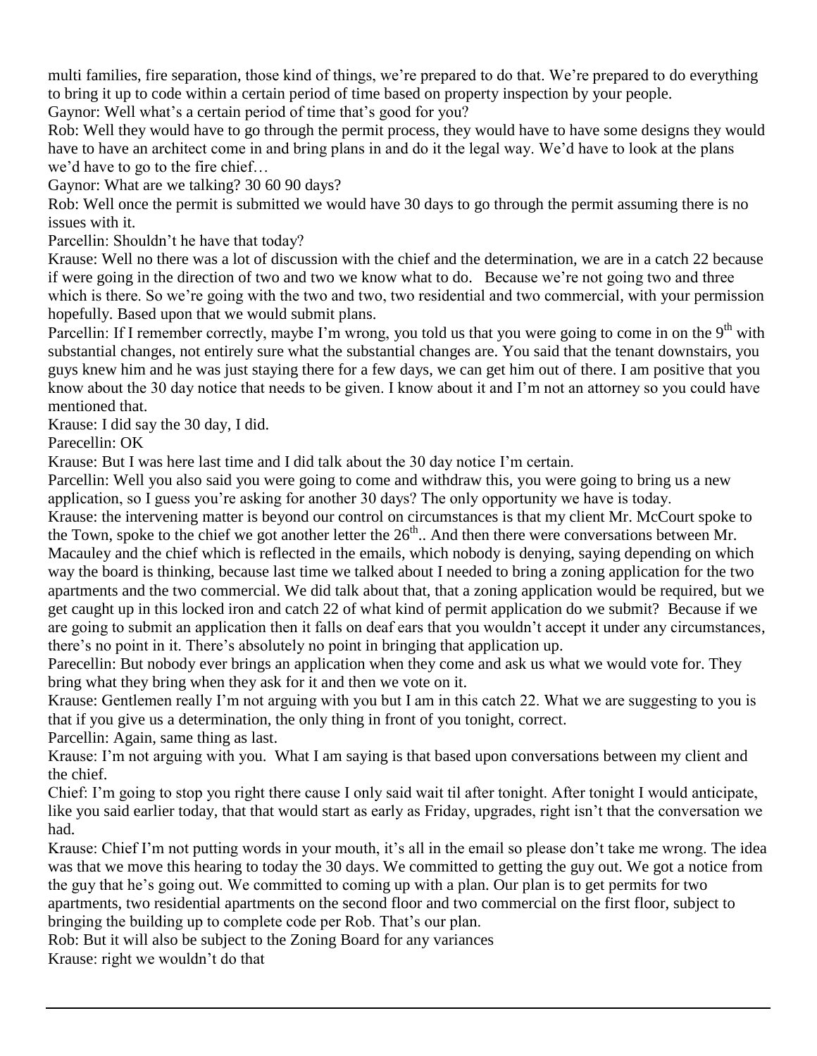multi families, fire separation, those kind of things, we're prepared to do that. We're prepared to do everything to bring it up to code within a certain period of time based on property inspection by your people.

Gaynor: Well what's a certain period of time that's good for you?

Rob: Well they would have to go through the permit process, they would have to have some designs they would have to have an architect come in and bring plans in and do it the legal way. We'd have to look at the plans we'd have to go to the fire chief…

Gaynor: What are we talking? 30 60 90 days?

Rob: Well once the permit is submitted we would have 30 days to go through the permit assuming there is no issues with it.

Parcellin: Shouldn't he have that today?

Krause: Well no there was a lot of discussion with the chief and the determination, we are in a catch 22 because if were going in the direction of two and two we know what to do. Because we're not going two and three which is there. So we're going with the two and two, two residential and two commercial, with your permission hopefully. Based upon that we would submit plans.

Parcellin: If I remember correctly, maybe I'm wrong, you told us that you were going to come in on the 9th with substantial changes, not entirely sure what the substantial changes are. You said that the tenant downstairs, you guys knew him and he was just staying there for a few days, we can get him out of there. I am positive that you know about the 30 day notice that needs to be given. I know about it and I'm not an attorney so you could have mentioned that.

Krause: I did say the 30 day, I did.

Parecellin: OK

Krause: But I was here last time and I did talk about the 30 day notice I'm certain.

Parcellin: Well you also said you were going to come and withdraw this, you were going to bring us a new application, so I guess you're asking for another 30 days? The only opportunity we have is today.

Krause: the intervening matter is beyond our control on circumstances is that my client Mr. McCourt spoke to the Town, spoke to the chief we got another letter the 26th.. And then there were conversations between Mr. Macauley and the chief which is reflected in the emails, which nobody is denying, saying depending on which way the board is thinking, because last time we talked about I needed to bring a zoning application for the two apartments and the two commercial. We did talk about that, that a zoning application would be required, but we get caught up in this locked iron and catch 22 of what kind of permit application do we submit? Because if we are going to submit an application then it falls on deaf ears that you wouldn't accept it under any circumstances, there's no point in it. There's absolutely no point in bringing that application up.

Parecellin: But nobody ever brings an application when they come and ask us what we would vote for. They bring what they bring when they ask for it and then we vote on it.

Krause: Gentlemen really I'm not arguing with you but I am in this catch 22. What we are suggesting to you is that if you give us a determination, the only thing in front of you tonight, correct.

Parcellin: Again, same thing as last.

Krause: I'm not arguing with you. What I am saying is that based upon conversations between my client and the chief.

Chief: I'm going to stop you right there cause I only said wait til after tonight. After tonight I would anticipate, like you said earlier today, that that would start as early as Friday, upgrades, right isn't that the conversation we had.

Krause: Chief I'm not putting words in your mouth, it's all in the email so please don't take me wrong. The idea was that we move this hearing to today the 30 days. We committed to getting the guy out. We got a notice from the guy that he's going out. We committed to coming up with a plan. Our plan is to get permits for two apartments, two residential apartments on the second floor and two commercial on the first floor, subject to bringing the building up to complete code per Rob. That's our plan.

Rob: But it will also be subject to the Zoning Board for any variances

Krause: right we wouldn't do that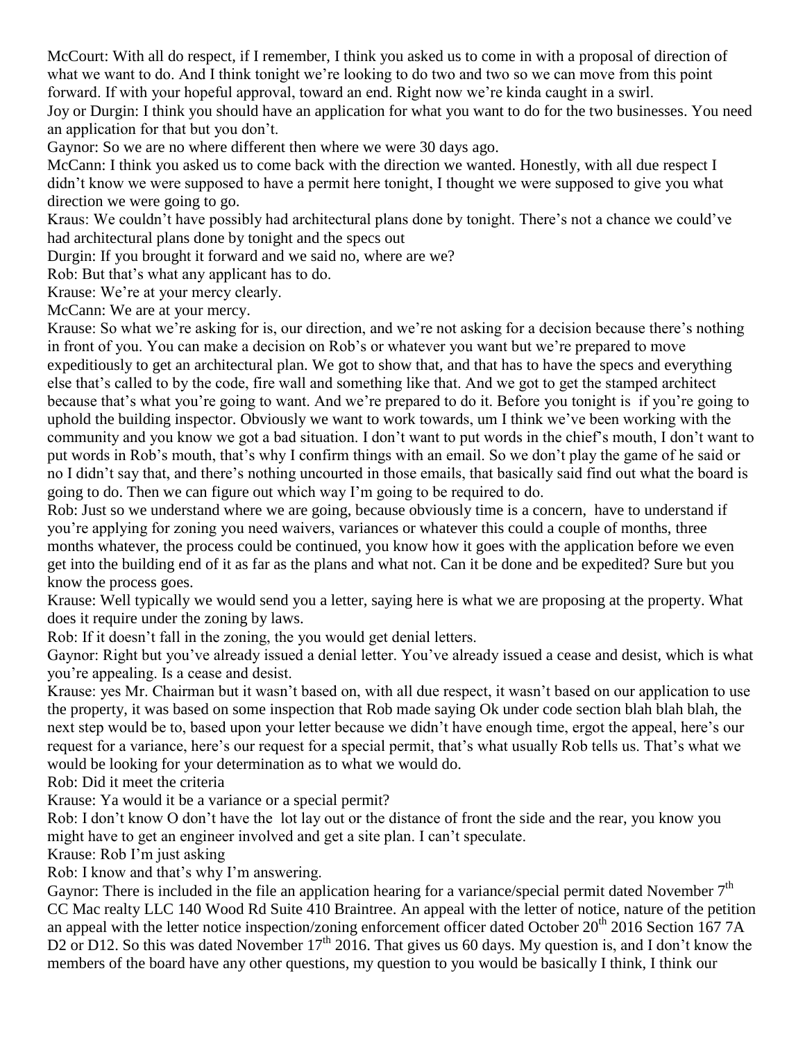McCourt: With all do respect, if I remember, I think you asked us to come in with a proposal of direction of what we want to do. And I think tonight we're looking to do two and two so we can move from this point forward. If with your hopeful approval, toward an end. Right now we're kinda caught in a swirl.

Joy or Durgin: I think you should have an application for what you want to do for the two businesses. You need an application for that but you don't.

Gaynor: So we are no where different then where we were 30 days ago.

McCann: I think you asked us to come back with the direction we wanted. Honestly, with all due respect I didn't know we were supposed to have a permit here tonight, I thought we were supposed to give you what direction we were going to go.

Kraus: We couldn't have possibly had architectural plans done by tonight. There's not a chance we could've had architectural plans done by tonight and the specs out

Durgin: If you brought it forward and we said no, where are we?

Rob: But that's what any applicant has to do.

Krause: We're at your mercy clearly.

McCann: We are at your mercy.

Krause: So what we're asking for is, our direction, and we're not asking for a decision because there's nothing in front of you. You can make a decision on Rob's or whatever you want but we're prepared to move expeditiously to get an architectural plan. We got to show that, and that has to have the specs and everything else that's called to by the code, fire wall and something like that. And we got to get the stamped architect because that's what you're going to want. And we're prepared to do it. Before you tonight is if you're going to uphold the building inspector. Obviously we want to work towards, um I think we've been working with the community and you know we got a bad situation. I don't want to put words in the chief's mouth, I don't want to put words in Rob's mouth, that's why I confirm things with an email. So we don't play the game of he said or no I didn't say that, and there's nothing uncourted in those emails, that basically said find out what the board is going to do. Then we can figure out which way I'm going to be required to do.

Rob: Just so we understand where we are going, because obviously time is a concern, have to understand if you're applying for zoning you need waivers, variances or whatever this could a couple of months, three months whatever, the process could be continued, you know how it goes with the application before we even get into the building end of it as far as the plans and what not. Can it be done and be expedited? Sure but you know the process goes.

Krause: Well typically we would send you a letter, saying here is what we are proposing at the property. What does it require under the zoning by laws.

Rob: If it doesn't fall in the zoning, the you would get denial letters.

Gaynor: Right but you've already issued a denial letter. You've already issued a cease and desist, which is what you're appealing. Is a cease and desist.

Krause: yes Mr. Chairman but it wasn't based on, with all due respect, it wasn't based on our application to use the property, it was based on some inspection that Rob made saying Ok under code section blah blah blah, the next step would be to, based upon your letter because we didn't have enough time, ergot the appeal, here's our request for a variance, here's our request for a special permit, that's what usually Rob tells us. That's what we would be looking for your determination as to what we would do.

Rob: Did it meet the criteria

Krause: Ya would it be a variance or a special permit?

Rob: I don't know O don't have the lot lay out or the distance of front the side and the rear, you know you might have to get an engineer involved and get a site plan. I can't speculate.

Krause: Rob I'm just asking

Rob: I know and that's why I'm answering.

Gaynor: There is included in the file an application hearing for a variance/special permit dated November 7th CC Mac realty LLC 140 Wood Rd Suite 410 Braintree. An appeal with the letter of notice, nature of the petition an appeal with the letter notice inspection/zoning enforcement officer dated October 20th 2016 Section 167 7A D2 or D12. So this was dated November 17th 2016. That gives us 60 days. My question is, and I don't know the members of the board have any other questions, my question to you would be basically I think, I think our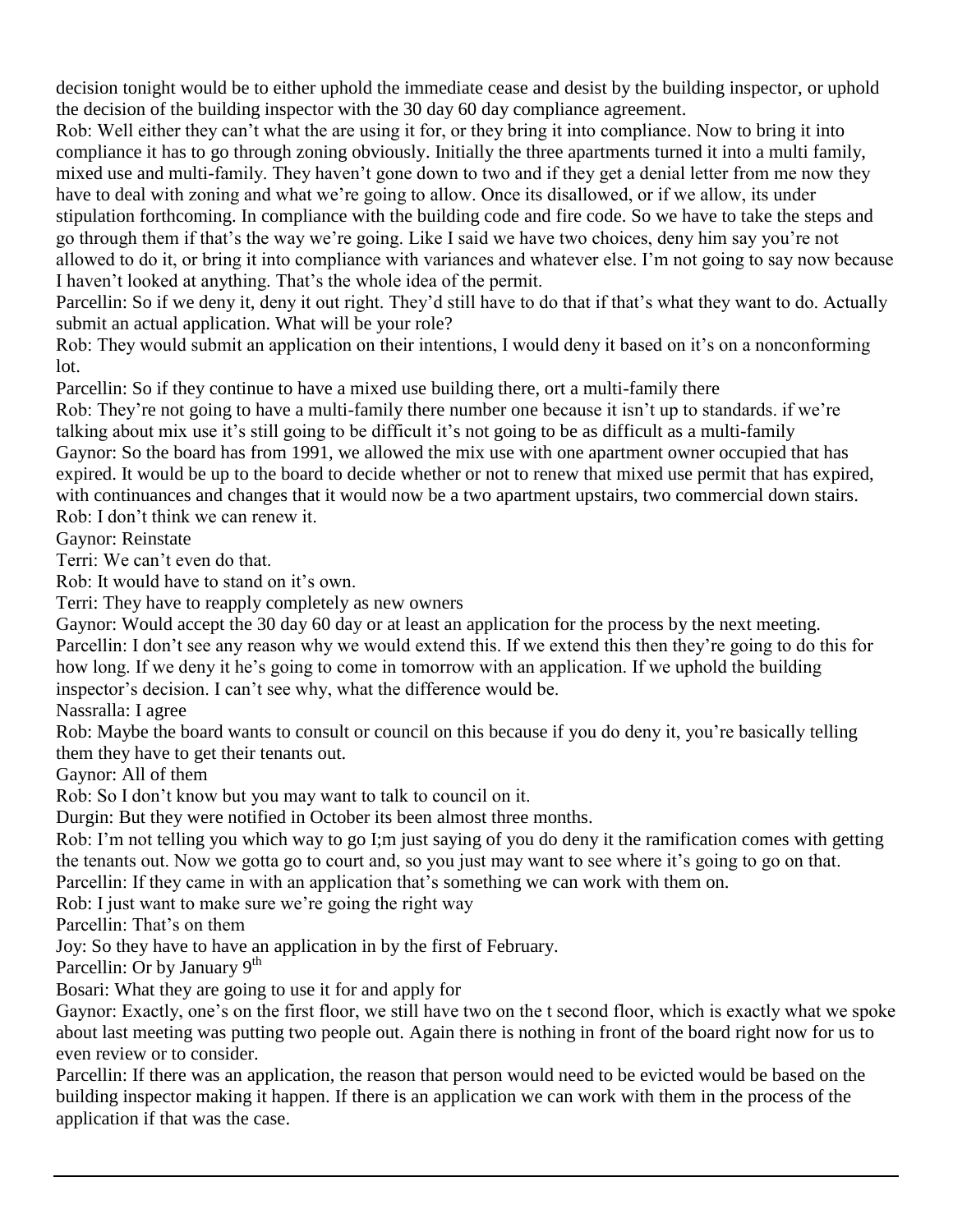decision tonight would be to either uphold the immediate cease and desist by the building inspector, or uphold the decision of the building inspector with the 30 day 60 day compliance agreement.

Rob: Well either they can't what the are using it for, or they bring it into compliance. Now to bring it into compliance it has to go through zoning obviously. Initially the three apartments turned it into a multi family, mixed use and multi-family. They haven't gone down to two and if they get a denial letter from me now they have to deal with zoning and what we're going to allow. Once its disallowed, or if we allow, its under stipulation forthcoming. In compliance with the building code and fire code. So we have to take the steps and go through them if that's the way we're going. Like I said we have two choices, deny him say you're not allowed to do it, or bring it into compliance with variances and whatever else. I'm not going to say now because I haven't looked at anything. That's the whole idea of the permit.

Parcellin: So if we deny it, deny it out right. They'd still have to do that if that's what they want to do. Actually submit an actual application. What will be your role?

Rob: They would submit an application on their intentions, I would deny it based on it's on a nonconforming lot.

Parcellin: So if they continue to have a mixed use building there, ort a multi-family there

Rob: They're not going to have a multi-family there number one because it isn't up to standards. if we're talking about mix use it's still going to be difficult it's not going to be as difficult as a multi-family

Gaynor: So the board has from 1991, we allowed the mix use with one apartment owner occupied that has expired. It would be up to the board to decide whether or not to renew that mixed use permit that has expired, with continuances and changes that it would now be a two apartment upstairs, two commercial down stairs.

Rob: I don't think we can renew it.

Gaynor: Reinstate

Terri: We can't even do that.

Rob: It would have to stand on it's own.

Terri: They have to reapply completely as new owners

Gaynor: Would accept the 30 day 60 day or at least an application for the process by the next meeting.

Parcellin: I don't see any reason why we would extend this. If we extend this then they're going to do this for how long. If we deny it he's going to come in tomorrow with an application. If we uphold the building inspector's decision. I can't see why, what the difference would be.

Nassralla: I agree

Rob: Maybe the board wants to consult or council on this because if you do deny it, you're basically telling them they have to get their tenants out.

Gaynor: All of them

Rob: So I don't know but you may want to talk to council on it.

Durgin: But they were notified in October its been almost three months.

Rob: I'm not telling you which way to go I;m just saying of you do deny it the ramification comes with getting the tenants out. Now we gotta go to court and, so you just may want to see where it's going to go on that.

Parcellin: If they came in with an application that's something we can work with them on.

Rob: I just want to make sure we're going the right way

Parcellin: That's on them

Joy: So they have to have an application in by the first of February.

Parcellin: Or by January 9th

Bosari: What they are going to use it for and apply for

Gaynor: Exactly, one's on the first floor, we still have two on the t second floor, which is exactly what we spoke about last meeting was putting two people out. Again there is nothing in front of the board right now for us to even review or to consider.

Parcellin: If there was an application, the reason that person would need to be evicted would be based on the building inspector making it happen. If there is an application we can work with them in the process of the application if that was the case.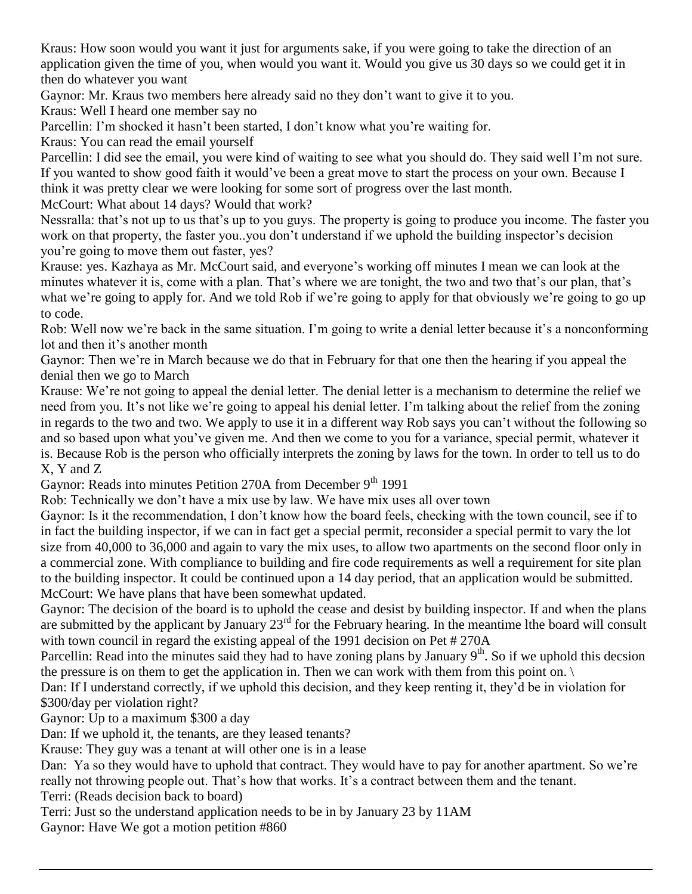Kraus: How soon would you want it just for arguments sake, if you were going to take the direction of an application given the time of you, when would you want it. Would you give us 30 days so we could get it in then do whatever you want

Gaynor: Mr. Kraus two members here already said no they don't want to give it to you.

Kraus: Well I heard one member say no

Parcellin: I'm shocked it hasn't been started, I don't know what you're waiting for.

Kraus: You can read the email yourself

Parcellin: I did see the email, you were kind of waiting to see what you should do. They said well I'm not sure. If you wanted to show good faith it would've been a great move to start the process on your own. Because I think it was pretty clear we were looking for some sort of progress over the last month.

McCourt: What about 14 days? Would that work?

Nessralla: that's not up to us that's up to you guys. The property is going to produce you income. The faster you work on that property, the faster you..you don't understand if we uphold the building inspector's decision you're going to move them out faster, yes?

Krause: yes. Kazhaya as Mr. McCourt said, and everyone's working off minutes I mean we can look at the minutes whatever it is, come with a plan. That's where we are tonight, the two and two that's our plan, that's what we're going to apply for. And we told Rob if we're going to apply for that obviously we're going to go up to code.

Rob: Well now we're back in the same situation. I'm going to write a denial letter because it's a nonconforming lot and then it's another month

Gaynor: Then we're in March because we do that in February for that one then the hearing if you appeal the denial then we go to March

Krause: We're not going to appeal the denial letter. The denial letter is a mechanism to determine the relief we need from you. It's not like we're going to appeal his denial letter. I'm talking about the relief from the zoning in regards to the two and two. We apply to use it in a different way Rob says you can't without the following so and so based upon what you've given me. And then we come to you for a variance, special permit, whatever it is. Because Rob is the person who officially interprets the zoning by laws for the town. In order to tell us to do X, Y and Z

Gaynor: Reads into minutes Petition 270A from December 9th 1991

Rob: Technically we don't have a mix use by law. We have mix uses all over town

Gaynor: Is it the recommendation, I don't know how the board feels, checking with the town council, see if to in fact the building inspector, if we can in fact get a special permit, reconsider a special permit to vary the lot size from 40,000 to 36,000 and again to vary the mix uses, to allow two apartments on the second floor only in a commercial zone. With compliance to building and fire code requirements as well a requirement for site plan to the building inspector. It could be continued upon a 14 day period, that an application would be submitted.

McCourt: We have plans that have been somewhat updated.

Gaynor: The decision of the board is to uphold the cease and desist by building inspector. If and when the plans are submitted by the applicant by January 23rd for the February hearing. In the meantime lthe board will consult with town council in regard the existing appeal of the 1991 decision on Pet # 270A

Parcellin: Read into the minutes said they had to have zoning plans by January 9th. So if we uphold this decsion the pressure is on them to get the application in. Then we can work with them from this point on. \

Dan: If I understand correctly, if we uphold this decision, and they keep renting it, they'd be in violation for $300/day per violation right?

Gaynor: Up to a maximum $300 a day

Dan: If we uphold it, the tenants, are they leased tenants?

Krause: They guy was a tenant at will other one is in a lease

Dan: Ya so they would have to uphold that contract. They would have to pay for another apartment. So we're really not throwing people out. That's how that works. It's a contract between them and the tenant.

Terri: (Reads decision back to board)

Terri: Just so the understand application needs to be in by January 23 by 11AM

Gaynor: Have We got a motion petition #860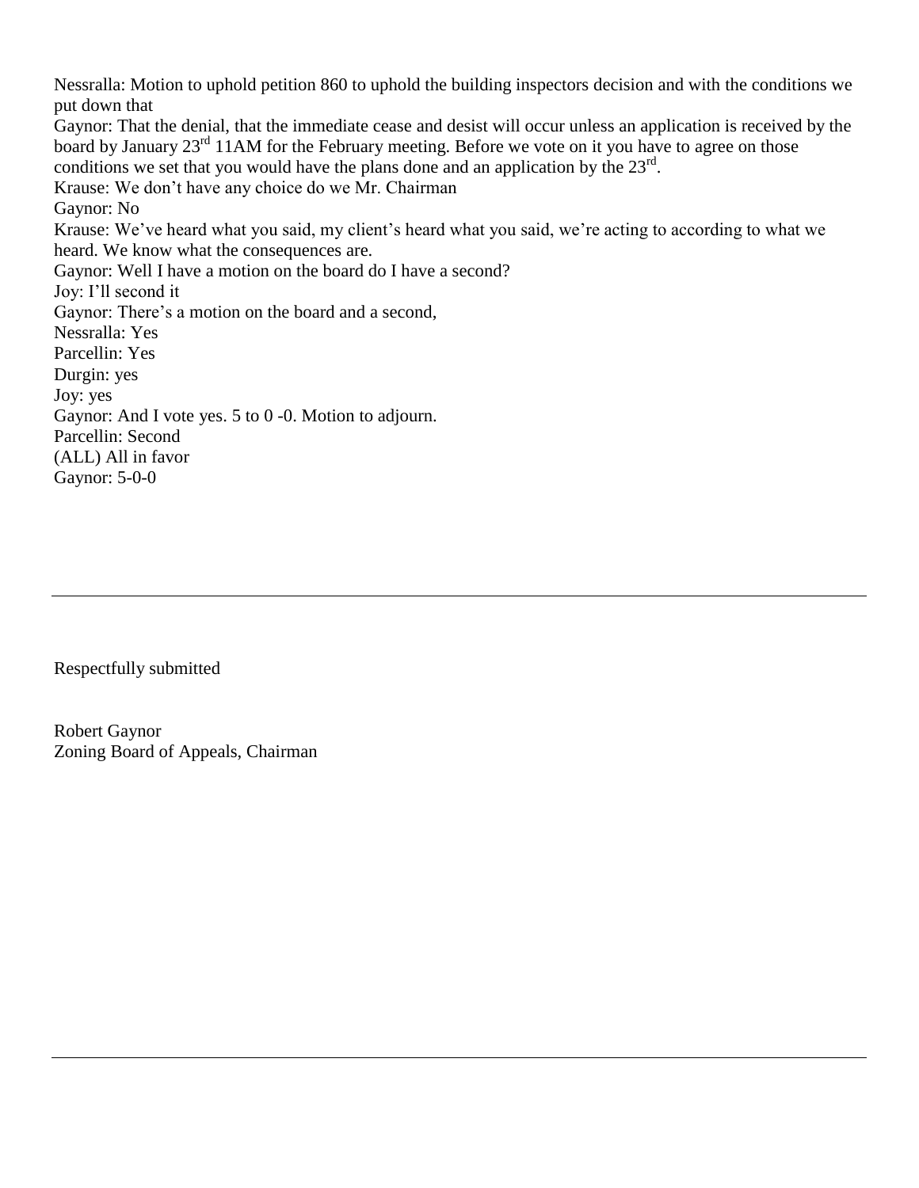Nessralla: Motion to uphold petition 860 to uphold the building inspectors decision and with the conditions we put down that

Gaynor: That the denial, that the immediate cease and desist will occur unless an application is received by the board by January 23rd 11AM for the February meeting. Before we vote on it you have to agree on those conditions we set that you would have the plans done and an application by the 23rd.

Krause: We don't have any choice do we Mr. Chairman

Gaynor: No

Krause: We've heard what you said, my client's heard what you said, we're acting to according to what we heard. We know what the consequences are.

Gaynor: Well I have a motion on the board do I have a second?

Joy: I'll second it

Gaynor: There's a motion on the board and a second,

Nessralla: Yes

Parcellin: Yes

Durgin: yes

Joy: yes

Gaynor: And I vote yes. 5 to 0 -0. Motion to adjourn.

Parcellin: Second

(ALL) All in favor

Gaynor: 5-0-0

---

Respectfully submitted

Robert Gaynor
Zoning Board of Appeals, Chairman

---